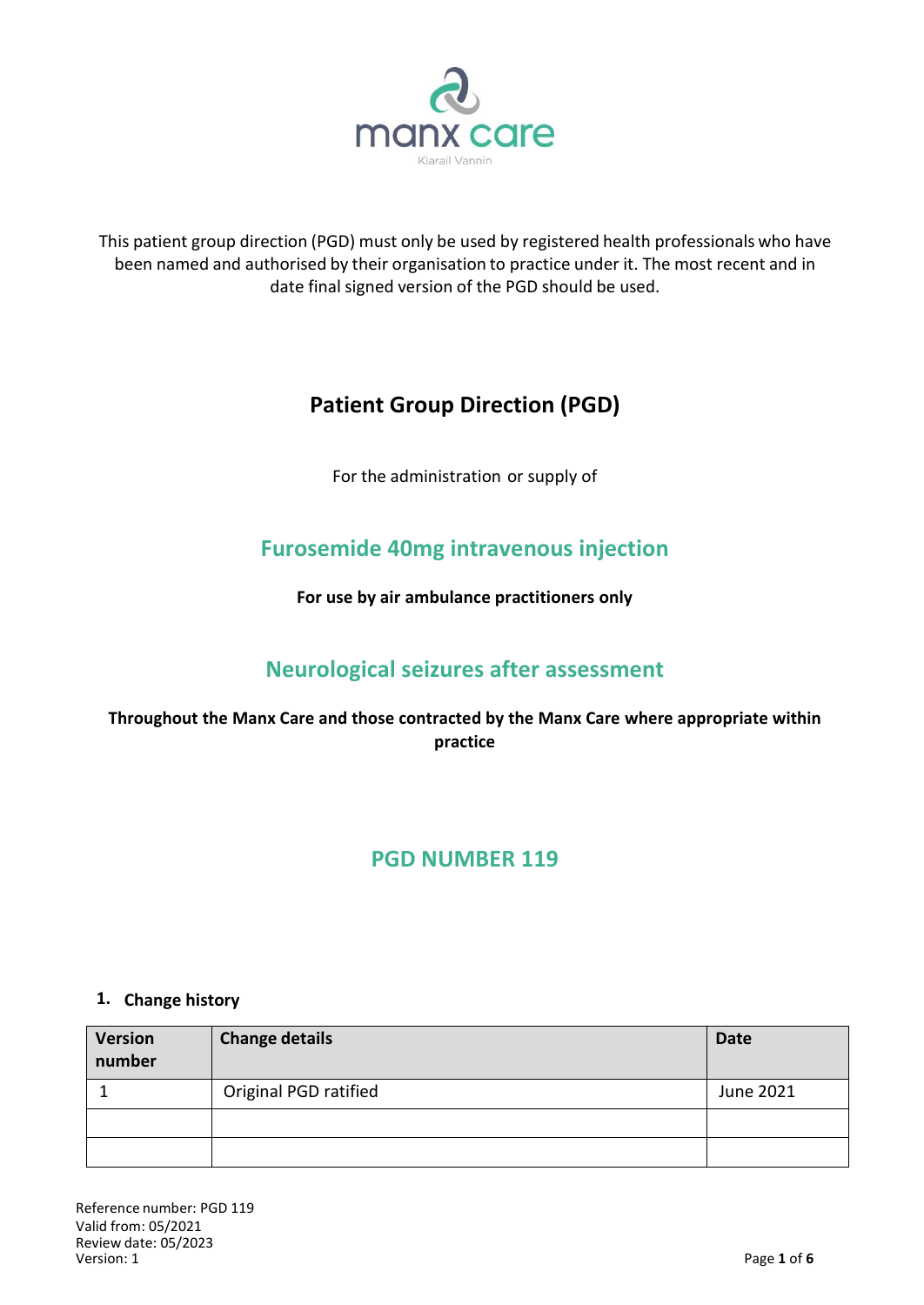manx care

Kiarail Vannin

This patient group direction (PGD) must only be used by registered health professionals who have been named and authorised by their organisation to practice under it. The most recent and in date final signed version of the PGD should be used.

# Patient Group Direction (PGD)

For the administration or supply of

## Furosemide 40mg intravenous injection

**For use by air ambulance practitioners only**

## Neurological seizures after assessment

**Throughout the Manx Care and those contracted by the Manx Care where appropriate within practice**

## PGD NUMBER 119

### 1. Change history

| Version number | Change details | Date |
|---|---|---|
| 1 | Original PGD ratified | June 2021 |
| | | |
| | | |

Reference number: PGD 119
Valid from: 05/2021
Review date: 05/2023
Version: 1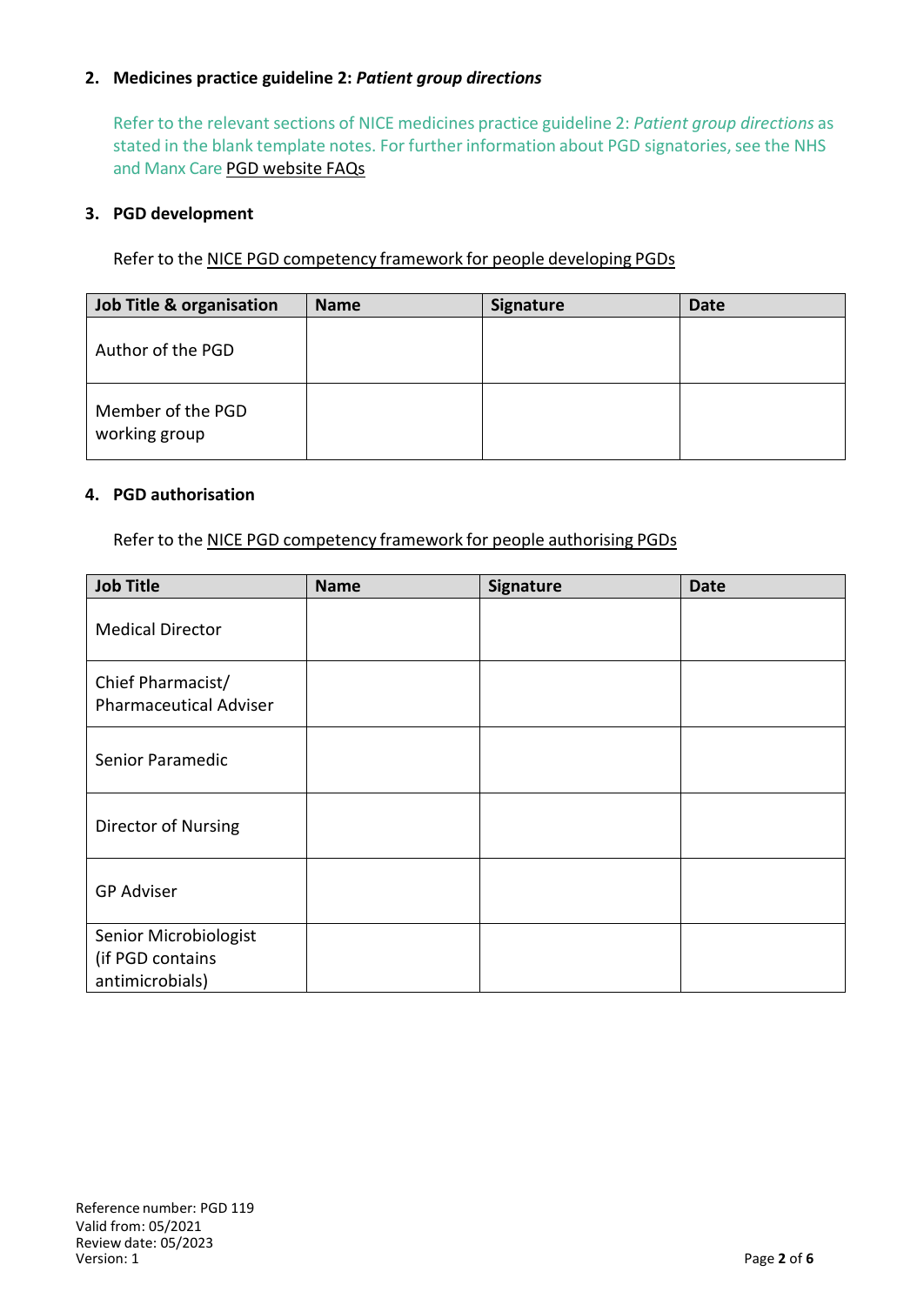## 2. Medicines practice guideline 2: *Patient group directions*

Refer to the relevant sections of NICE medicines practice guideline 2: *Patient group directions* as stated in the blank template notes. For further information about PGD signatories, see the NHS and Manx Care PGD website FAQs

## 3. PGD development

Refer to the NICE PGD competency framework for people developing PGDs

| Job Title & organisation | Name | Signature | Date |
|---|---|---|---|
| Author of the PGD | | | |
| Member of the PGD working group | | | |

## 4. PGD authorisation

Refer to the NICE PGD competency framework for people authorising PGDs

| Job Title | Name | Signature | Date |
|---|---|---|---|
| Medical Director | | | |
| Chief Pharmacist/ Pharmaceutical Adviser | | | |
| Senior Paramedic | | | |
| Director of Nursing | | | |
| GP Adviser | | | |
| Senior Microbiologist (if PGD contains antimicrobials) | | | |

Reference number: PGD 119
Valid from: 05/2021
Review date: 05/2023
Version: 1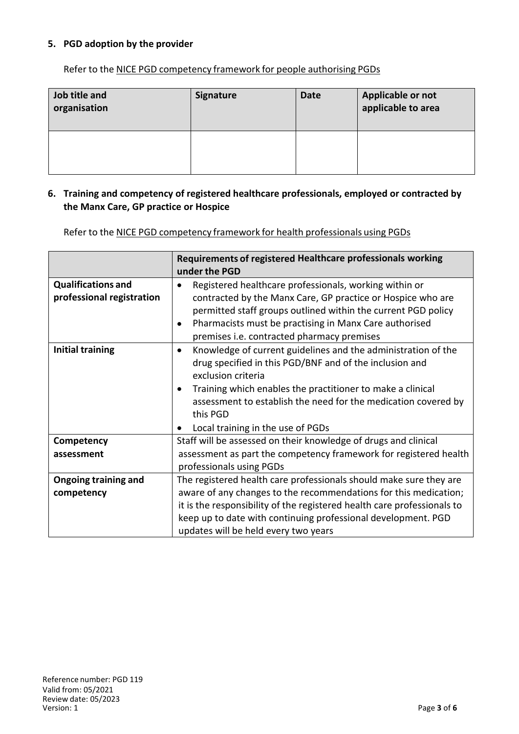## 5. PGD adoption by the provider

Refer to the NICE PGD competency framework for people authorising PGDs

| Job title and organisation | Signature | Date | Applicable or not applicable to area |
|---|---|---|---|
| | | | |

## 6. Training and competency of registered healthcare professionals, employed or contracted by the Manx Care, GP practice or Hospice

Refer to the NICE PGD competency framework for health professionals using PGDs

| | Requirements of registered Healthcare professionals working under the PGD |
|---|---|
| **Qualifications and professional registration** | • Registered healthcare professionals, working within or contracted by the Manx Care, GP practice or Hospice who are permitted staff groups outlined within the current PGD policy<br>• Pharmacists must be practising in Manx Care authorised premises i.e. contracted pharmacy premises |
| **Initial training** | • Knowledge of current guidelines and the administration of the drug specified in this PGD/BNF and of the inclusion and exclusion criteria<br>• Training which enables the practitioner to make a clinical assessment to establish the need for the medication covered by this PGD<br>• Local training in the use of PGDs |
| **Competency assessment** | Staff will be assessed on their knowledge of drugs and clinical assessment as part the competency framework for registered health professionals using PGDs |
| **Ongoing training and competency** | The registered health care professionals should make sure they are aware of any changes to the recommendations for this medication; it is the responsibility of the registered health care professionals to keep up to date with continuing professional development. PGD updates will be held every two years |

Reference number: PGD 119
Valid from: 05/2021
Review date: 05/2023
Version: 1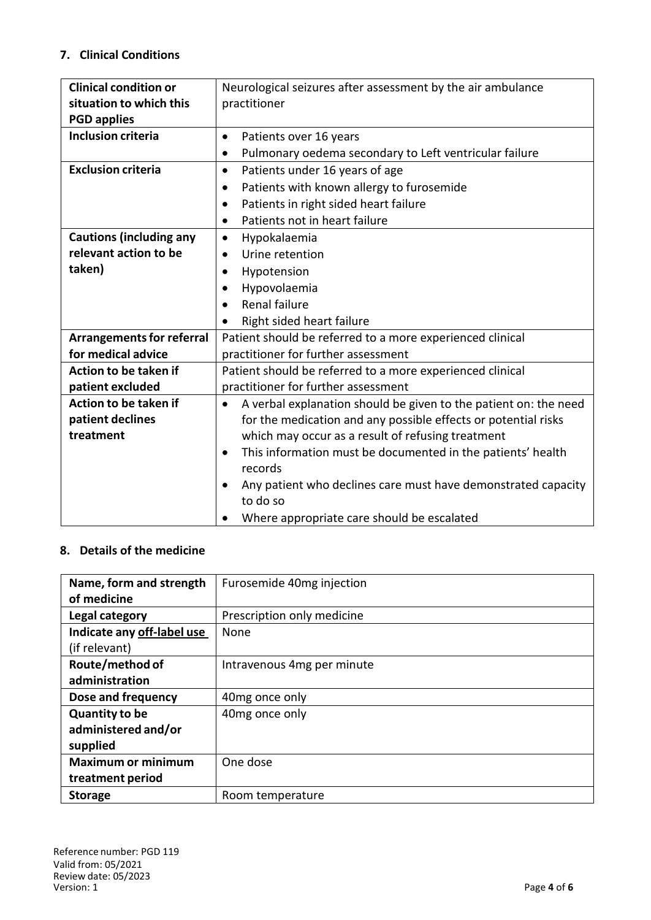## 7. Clinical Conditions

| | |
|---|---|
| **Clinical condition or situation to which this PGD applies** | Neurological seizures after assessment by the air ambulance practitioner |
| **Inclusion criteria** | • Patients over 16 years<br>• Pulmonary oedema secondary to Left ventricular failure |
| **Exclusion criteria** | • Patients under 16 years of age<br>• Patients with known allergy to furosemide<br>• Patients in right sided heart failure<br>• Patients not in heart failure |
| **Cautions (including any relevant action to be taken)** | • Hypokalaemia<br>• Urine retention<br>• Hypotension<br>• Hypovolaemia<br>• Renal failure<br>• Right sided heart failure |
| **Arrangements for referral for medical advice** | Patient should be referred to a more experienced clinical practitioner for further assessment |
| **Action to be taken if patient excluded** | Patient should be referred to a more experienced clinical practitioner for further assessment |
| **Action to be taken if patient declines treatment** | • A verbal explanation should be given to the patient on: the need for the medication and any possible effects or potential risks which may occur as a result of refusing treatment<br>• This information must be documented in the patients' health records<br>• Any patient who declines care must have demonstrated capacity to do so<br>• Where appropriate care should be escalated |

## 8. Details of the medicine

| | |
|---|---|
| **Name, form and strength of medicine** | Furosemide 40mg injection |
| **Legal category** | Prescription only medicine |
| **Indicate any off-label use (if relevant)** | None |
| **Route/method of administration** | Intravenous 4mg per minute |
| **Dose and frequency** | 40mg once only |
| **Quantity to be administered and/or supplied** | 40mg once only |
| **Maximum or minimum treatment period** | One dose |
| **Storage** | Room temperature |

Reference number: PGD 119
Valid from: 05/2021
Review date: 05/2023
Version: 1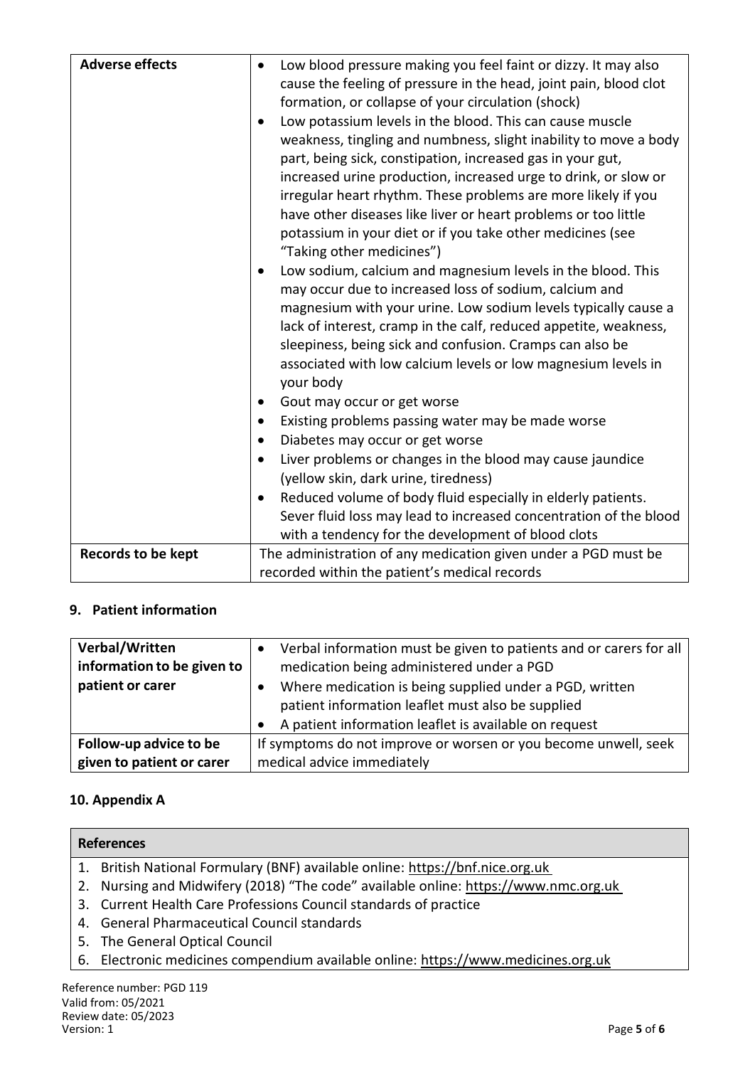| | |
|---|---|
| **Adverse effects** | • Low blood pressure making you feel faint or dizzy. It may also cause the feeling of pressure in the head, joint pain, blood clot formation, or collapse of your circulation (shock)<br>• Low potassium levels in the blood. This can cause muscle weakness, tingling and numbness, slight inability to move a body part, being sick, constipation, increased gas in your gut, increased urine production, increased urge to drink, or slow or irregular heart rhythm. These problems are more likely if you have other diseases like liver or heart problems or too little potassium in your diet or if you take other medicines (see "Taking other medicines")<br>• Low sodium, calcium and magnesium levels in the blood. This may occur due to increased loss of sodium, calcium and magnesium with your urine. Low sodium levels typically cause a lack of interest, cramp in the calf, reduced appetite, weakness, sleepiness, being sick and confusion. Cramps can also be associated with low calcium levels or low magnesium levels in your body<br>• Gout may occur or get worse<br>• Existing problems passing water may be made worse<br>• Diabetes may occur or get worse<br>• Liver problems or changes in the blood may cause jaundice (yellow skin, dark urine, tiredness)<br>• Reduced volume of body fluid especially in elderly patients. Sever fluid loss may lead to increased concentration of the blood with a tendency for the development of blood clots |
| **Records to be kept** | The administration of any medication given under a PGD must be recorded within the patient's medical records |

## 9. Patient information

| | |
|---|---|
| **Verbal/Written information to be given to patient or carer** | • Verbal information must be given to patients and or carers for all medication being administered under a PGD<br>• Where medication is being supplied under a PGD, written patient information leaflet must also be supplied<br>• A patient information leaflet is available on request |
| **Follow-up advice to be given to patient or carer** | If symptoms do not improve or worsen or you become unwell, seek medical advice immediately |

## 10. Appendix A

| **References** |
|---|
| 1. British National Formulary (BNF) available online: https://bnf.nice.org.uk<br>2. Nursing and Midwifery (2018) "The code" available online: https://www.nmc.org.uk<br>3. Current Health Care Professions Council standards of practice<br>4. General Pharmaceutical Council standards<br>5. The General Optical Council<br>6. Electronic medicines compendium available online: https://www.medicines.org.uk |

Reference number: PGD 119
Valid from: 05/2021
Review date: 05/2023
Version: 1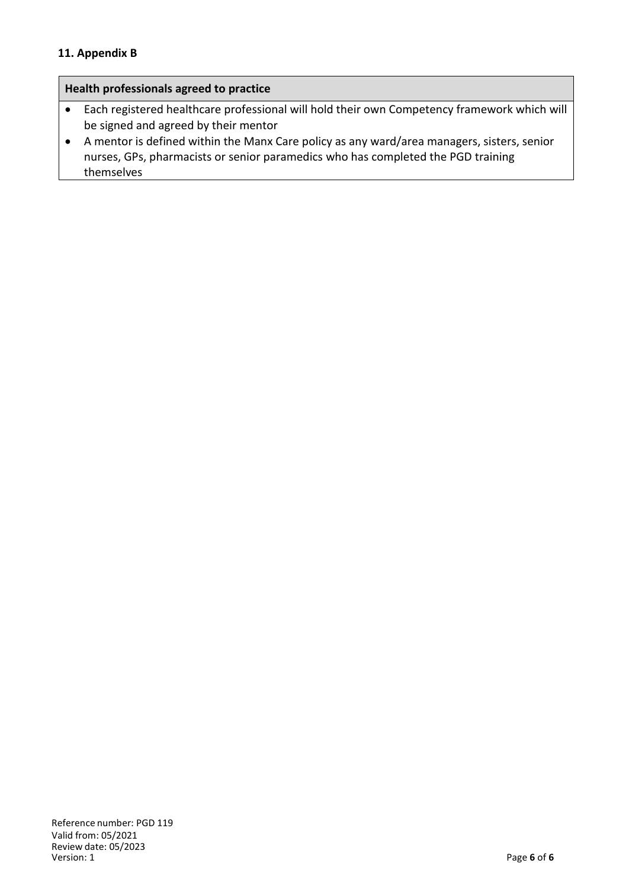## 11. Appendix B

| **Health professionals agreed to practice** |
| --- |
| • Each registered healthcare professional will hold their own Competency framework which will be signed and agreed by their mentor<br>• A mentor is defined within the Manx Care policy as any ward/area managers, sisters, senior nurses, GPs, pharmacists or senior paramedics who has completed the PGD training themselves |

Reference number: PGD 119
Valid from: 05/2021
Review date: 05/2023
Version: 1